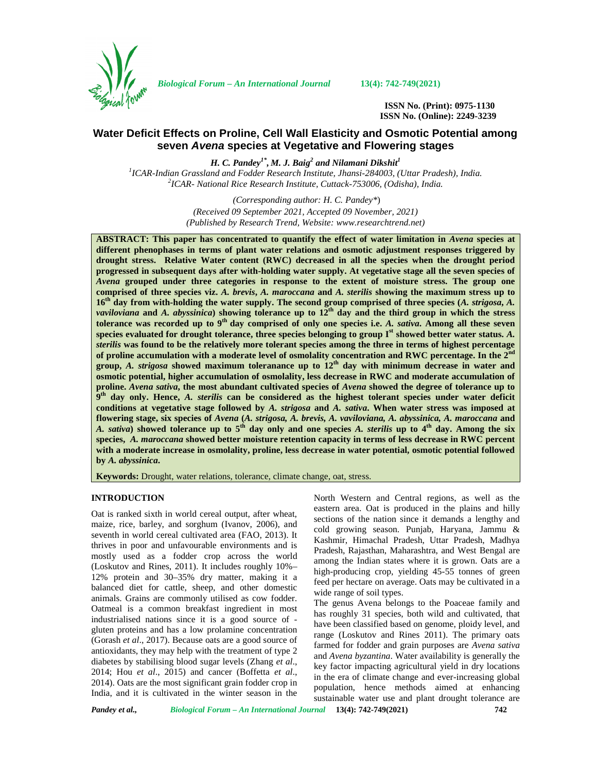ISSN No. (Print): 0975-1130
ISSN No. (Online): 2249-3239

# Water Deficit Effects on Proline, Cell Wall Elasticity and Osmotic Potential among seven *Avena* species at Vegetative and Flowering stages

***H. C. Pandey*[1*], *M. J. Baig*[2] *and Nilamani Dikshit*[1]**

[1]ICAR-Indian Grassland and Fodder Research Institute, Jhansi-284003, (Uttar Pradesh), India.
[2]ICAR- National Rice Research Institute, Cuttack-753006, (Odisha), India.

*(Corresponding author: H. C. Pandey\*)*
*(Received 09 September 2021, Accepted 09 November, 2021)*
*(Published by Research Trend, Website: www.researchtrend.net)*

**ABSTRACT: This paper has concentrated to quantify the effect of water limitation in *Avena* species at different phenophases in terms of plant water relations and osmotic adjustment responses triggered by drought stress. Relative Water content (RWC) decreased in all the species when the drought period progressed in subsequent days after with-holding water supply. At vegetative stage all the seven species of *Avena* grouped under three categories in response to the extent of moisture stress. The group one comprised of three species viz. *A. brevis*, *A. maroccana* and *A. sterilis* showing the maximum stress up to 16th day from with-holding the water supply. The second group comprised of three species (*A. strigosa*, *A. vaviloviana* and *A. abyssinica*) showing tolerance up to 12th day and the third group in which the stress tolerance was recorded up to 9th day comprised of only one species i.e. *A. sativa*. Among all these seven species evaluated for drought tolerance, three species belonging to group Ist showed better water status. *A. sterilis* was found to be the relatively more tolerant species among the three in terms of highest percentage of proline accumulation with a moderate level of osmolality concentration and RWC percentage. In the 2nd group, *A. strigosa* showed maximum toleranance up to 12th day with minimum decrease in water and osmotic potential, higher accumulation of osmolality, less decrease in RWC and moderate accumulation of proline. *Avena sativa*, the most abundant cultivated species of *Avena* showed the degree of tolerance up to 9th day only. Hence, *A. sterilis* can be considered as the highest tolerant species under water deficit conditions at vegetative stage followed by *A. strigosa* and *A. sativa*. When water stress was imposed at flowering stage, six species of *Avena* (*A. strigosa, A. brevis, A. vaviloviana, A. abyssinica, A. maroccana* and *A. sativa*) showed tolerance up to 5th day only and one species *A. sterilis* up to 4th day. Among the six species, *A. maroccana* showed better moisture retention capacity in terms of less decrease in RWC percent with a moderate increase in osmolality, proline, less decrease in water potential, osmotic potential followed by *A. abyssinica*.**

**Keywords:** Drought, water relations, tolerance, climate change, oat, stress.

## INTRODUCTION

Oat is ranked sixth in world cereal output, after wheat, maize, rice, barley, and sorghum (Ivanov, 2006), and seventh in world cereal cultivated area (FAO, 2013). It thrives in poor and unfavourable environments and is mostly used as a fodder crop across the world (Loskutov and Rines, 2011). It includes roughly 10%–12% protein and 30–35% dry matter, making it a balanced diet for cattle, sheep, and other domestic animals. Grains are commonly utilised as cow fodder. Oatmeal is a common breakfast ingredient in most industrialised nations since it is a good source of -gluten proteins and has a low prolamine concentration (Gorash *et al*., 2017). Because oats are a good source of antioxidants, they may help with the treatment of type 2 diabetes by stabilising blood sugar levels (Zhang *et al*., 2014; Hou *et al*., 2015) and cancer (Boffetta *et al*., 2014). Oats are the most significant grain fodder crop in India, and it is cultivated in the winter season in the North Western and Central regions, as well as the eastern area. Oat is produced in the plains and hilly sections of the nation since it demands a lengthy and cold growing season. Punjab, Haryana, Jammu & Kashmir, Himachal Pradesh, Uttar Pradesh, Madhya Pradesh, Rajasthan, Maharashtra, and West Bengal are among the Indian states where it is grown. Oats are a high-producing crop, yielding 45-55 tonnes of green feed per hectare on average. Oats may be cultivated in a wide range of soil types.

The genus Avena belongs to the Poaceae family and has roughly 31 species, both wild and cultivated, that have been classified based on genome, ploidy level, and range (Loskutov and Rines 2011). The primary oats farmed for fodder and grain purposes are *Avena sativa* and *Avena byzantina*. Water availability is generally the key factor impacting agricultural yield in dry locations in the era of climate change and ever-increasing global population, hence methods aimed at enhancing sustainable water use and plant drought tolerance are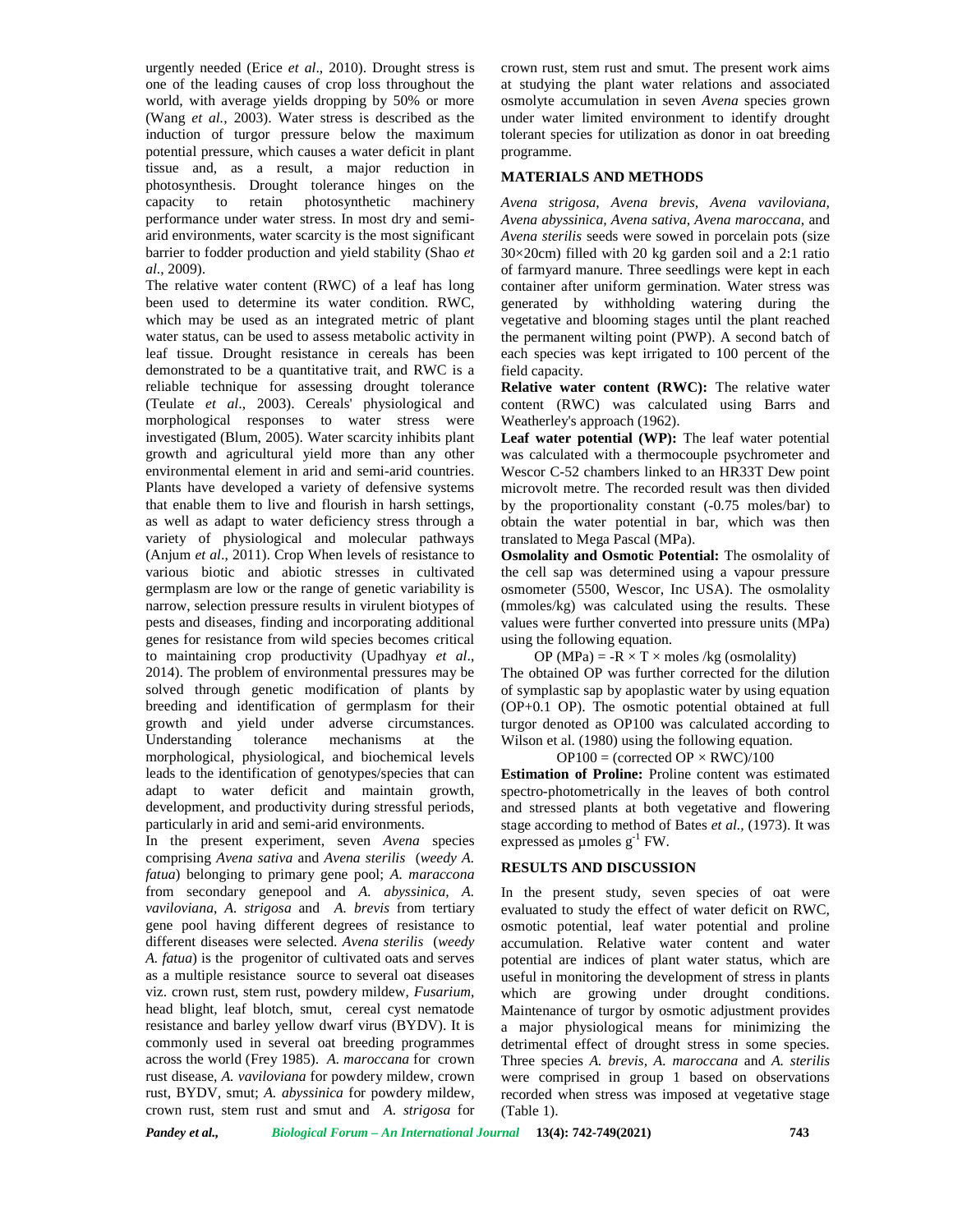urgently needed (Erice *et al*., 2010). Drought stress is one of the leading causes of crop loss throughout the world, with average yields dropping by 50% or more (Wang *et al.,* 2003). Water stress is described as the induction of turgor pressure below the maximum potential pressure, which causes a water deficit in plant tissue and, as a result, a major reduction in photosynthesis. Drought tolerance hinges on the capacity to retain photosynthetic machinery performance under water stress. In most dry and semi-arid environments, water scarcity is the most significant barrier to fodder production and yield stability (Shao *et al*., 2009).

The relative water content (RWC) of a leaf has long been used to determine its water condition. RWC, which may be used as an integrated metric of plant water status, can be used to assess metabolic activity in leaf tissue. Drought resistance in cereals has been demonstrated to be a quantitative trait, and RWC is a reliable technique for assessing drought tolerance (Teulate *et al*., 2003). Cereals' physiological and morphological responses to water stress were investigated (Blum, 2005). Water scarcity inhibits plant growth and agricultural yield more than any other environmental element in arid and semi-arid countries. Plants have developed a variety of defensive systems that enable them to live and flourish in harsh settings, as well as adapt to water deficiency stress through a variety of physiological and molecular pathways (Anjum *et al*., 2011). Crop When levels of resistance to various biotic and abiotic stresses in cultivated germplasm are low or the range of genetic variability is narrow, selection pressure results in virulent biotypes of pests and diseases, finding and incorporating additional genes for resistance from wild species becomes critical to maintaining crop productivity (Upadhyay *et al*., 2014). The problem of environmental pressures may be solved through genetic modification of plants by breeding and identification of germplasm for their growth and yield under adverse circumstances. Understanding tolerance mechanisms at the morphological, physiological, and biochemical levels leads to the identification of genotypes/species that can adapt to water deficit and maintain growth, development, and productivity during stressful periods, particularly in arid and semi-arid environments.

In the present experiment, seven *Avena* species comprising *Avena sativa* and *Avena sterilis* (*weedy A. fatua*) belonging to primary gene pool; *A. maraccona* from secondary genepool and *A. abyssinica, A. vaviloviana, A. strigosa* and *A. brevis* from tertiary gene pool having different degrees of resistance to different diseases were selected. *Avena sterilis* (*weedy A. fatua*) is the progenitor of cultivated oats and serves as a multiple resistance source to several oat diseases viz. crown rust, stem rust, powdery mildew, *Fusarium*, head blight, leaf blotch, smut, cereal cyst nematode resistance and barley yellow dwarf virus (BYDV). It is commonly used in several oat breeding programmes across the world (Frey 1985). *A. maroccana* for crown rust disease, *A. vaviloviana* for powdery mildew, crown rust, BYDV, smut; *A. abyssinica* for powdery mildew, crown rust, stem rust and smut and *A. strigosa* for crown rust, stem rust and smut. The present work aims at studying the plant water relations and associated osmolyte accumulation in seven *Avena* species grown under water limited environment to identify drought tolerant species for utilization as donor in oat breeding programme.

## MATERIALS AND METHODS

*Avena strigosa, Avena brevis, Avena vaviloviana, Avena abyssinica, Avena sativa, Avena maroccana*, and *Avena sterilis* seeds were sowed in porcelain pots (size 30×20cm) filled with 20 kg garden soil and a 2:1 ratio of farmyard manure. Three seedlings were kept in each container after uniform germination. Water stress was generated by withholding watering during the vegetative and blooming stages until the plant reached the permanent wilting point (PWP). A second batch of each species was kept irrigated to 100 percent of the field capacity.

**Relative water content (RWC):** The relative water content (RWC) was calculated using Barrs and Weatherley's approach (1962).

**Leaf water potential (WP):** The leaf water potential was calculated with a thermocouple psychrometer and Wescor C-52 chambers linked to an HR33T Dew point microvolt metre. The recorded result was then divided by the proportionality constant (-0.75 moles/bar) to obtain the water potential in bar, which was then translated to Mega Pascal (MPa).

**Osmolality and Osmotic Potential:** The osmolality of the cell sap was determined using a vapour pressure osmometer (5500, Wescor, Inc USA). The osmolality (mmoles/kg) was calculated using the results. These values were further converted into pressure units (MPa) using the following equation.

$$\text{OP (MPa)} = -R \times T \times \text{moles /kg (osmolality)}$$

The obtained OP was further corrected for the dilution of symplastic sap by apoplastic water by using equation (OP+0.1 OP). The osmotic potential obtained at full turgor denoted as OP100 was calculated according to Wilson et al. (1980) using the following equation.

$$\text{OP100} = (\text{corrected OP} \times \text{RWC})/100$$

**Estimation of Proline:** Proline content was estimated spectro-photometrically in the leaves of both control and stressed plants at both vegetative and flowering stage according to method of Bates *et al.,* (1973). It was expressed as µmoles $g^{-1}$ FW.

## RESULTS AND DISCUSSION

In the present study, seven species of oat were evaluated to study the effect of water deficit on RWC, osmotic potential, leaf water potential and proline accumulation. Relative water content and water potential are indices of plant water status, which are useful in monitoring the development of stress in plants which are growing under drought conditions. Maintenance of turgor by osmotic adjustment provides a major physiological means for minimizing the detrimental effect of drought stress in some species. Three species *A. brevis, A. maroccana* and *A. sterilis* were comprised in group 1 based on observations recorded when stress was imposed at vegetative stage (Table 1).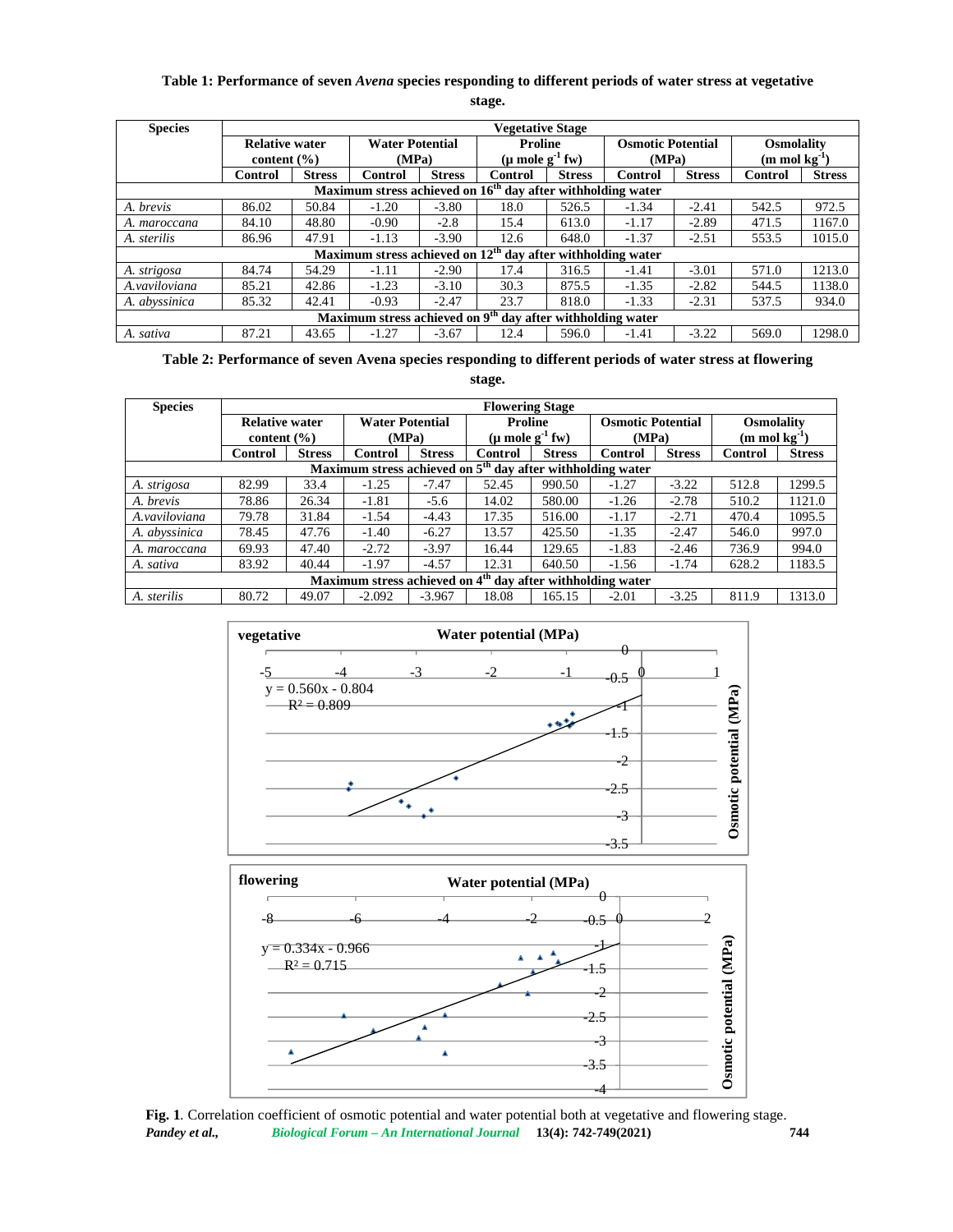**Table 1: Performance of seven *Avena* species responding to different periods of water stress at vegetative stage.**

| Species | Vegetative Stage | | | | | | | | | |
|---|---|---|---|---|---|---|---|---|---|---|
| | Relative water content (%) | | Water Potential (MPa) | | Proline ($\mu$ mole $g^{-1}$ fw) | | Osmotic Potential (MPa) | | Osmolality (m mol $kg^{-1}$) | |
| | Control | Stress | Control | Stress | Control | Stress | Control | Stress | Control | Stress |
| **Maximum stress achieved on 16th day after withholding water** | | | | | | | | | | |
| *A. brevis* | 86.02 | 50.84 | -1.20 | -3.80 | 18.0 | 526.5 | -1.34 | -2.41 | 542.5 | 972.5 |
| *A. maroccana* | 84.10 | 48.80 | -0.90 | -2.8 | 15.4 | 613.0 | -1.17 | -2.89 | 471.5 | 1167.0 |
| *A. sterilis* | 86.96 | 47.91 | -1.13 | -3.90 | 12.6 | 648.0 | -1.37 | -2.51 | 553.5 | 1015.0 |
| **Maximum stress achieved on 12th day after withholding water** | | | | | | | | | | |
| *A. strigosa* | 84.74 | 54.29 | -1.11 | -2.90 | 17.4 | 316.5 | -1.41 | -3.01 | 571.0 | 1213.0 |
| *A.vaviloviana* | 85.21 | 42.86 | -1.23 | -3.10 | 30.3 | 875.5 | -1.35 | -2.82 | 544.5 | 1138.0 |
| *A. abyssinica* | 85.32 | 42.41 | -0.93 | -2.47 | 23.7 | 818.0 | -1.33 | -2.31 | 537.5 | 934.0 |
| **Maximum stress achieved on 9th day after withholding water** | | | | | | | | | | |
| *A. sativa* | 87.21 | 43.65 | -1.27 | -3.67 | 12.4 | 596.0 | -1.41 | -3.22 | 569.0 | 1298.0 |

**Table 2: Performance of seven Avena species responding to different periods of water stress at flowering stage.**

| Species | Flowering Stage | | | | | | | | | |
|---|---|---|---|---|---|---|---|---|---|---|
| | Relative water content (%) | | Water Potential (MPa) | | Proline ($\mu$ mole $g^{-1}$ fw) | | Osmotic Potential (MPa) | | Osmolality (m mol $kg^{-1}$) | |
| | Control | Stress | Control | Stress | Control | Stress | Control | Stress | Control | Stress |
| **Maximum stress achieved on 5th day after withholding water** | | | | | | | | | | |
| *A. strigosa* | 82.99 | 33.4 | -1.25 | -7.47 | 52.45 | 990.50 | -1.27 | -3.22 | 512.8 | 1299.5 |
| *A. brevis* | 78.86 | 26.34 | -1.81 | -5.6 | 14.02 | 580.00 | -1.26 | -2.78 | 510.2 | 1121.0 |
| *A.vaviloviana* | 79.78 | 31.84 | -1.54 | -4.43 | 17.35 | 516.00 | -1.17 | -2.71 | 470.4 | 1095.5 |
| *A. abyssinica* | 78.45 | 47.76 | -1.40 | -6.27 | 13.57 | 425.50 | -1.35 | -2.47 | 546.0 | 997.0 |
| *A. maroccana* | 69.93 | 47.40 | -2.72 | -3.97 | 16.44 | 129.65 | -1.83 | -2.46 | 736.9 | 994.0 |
| *A. sativa* | 83.92 | 40.44 | -1.97 | -4.57 | 12.31 | 640.50 | -1.56 | -1.74 | 628.2 | 1183.5 |
| **Maximum stress achieved on 4th day after withholding water** | | | | | | | | | | |
| *A. sterilis* | 80.72 | 49.07 | -2.092 | -3.967 | 18.08 | 165.15 | -2.01 | -3.25 | 811.9 | 1313.0 |

**Fig. 1**. Correlation coefficient of osmotic potential and water potential both at vegetative and flowering stage.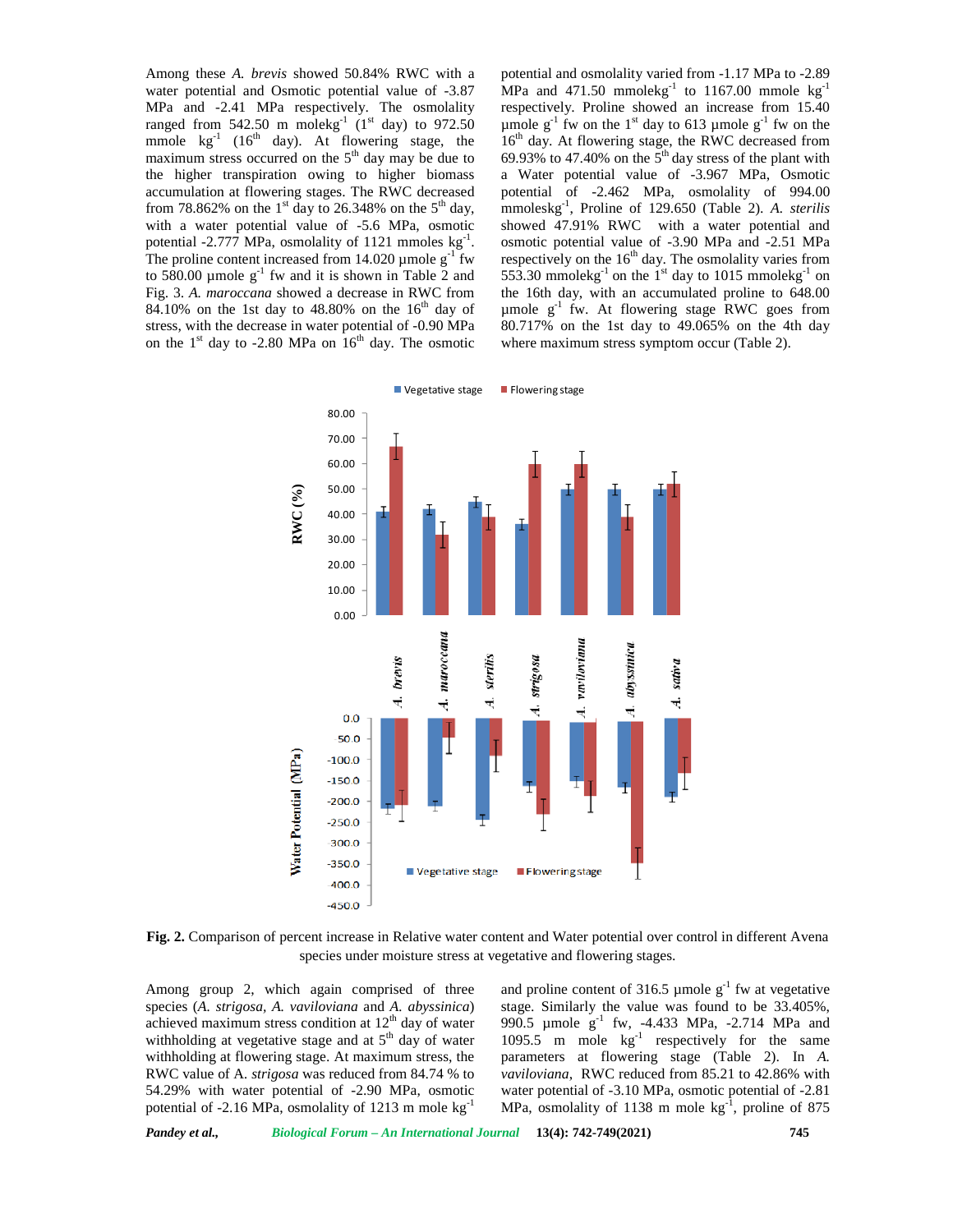Among these *A. brevis* showed 50.84% RWC with a water potential and Osmotic potential value of -3.87 MPa and -2.41 MPa respectively. The osmolality ranged from 542.50 m molek$g^{-1}$ (1st day) to 972.50 mmole $kg^{-1}$ (16th day). At flowering stage, the maximum stress occurred on the 5th day may be due to the higher transpiration owing to higher biomass accumulation at flowering stages. The RWC decreased from 78.862% on the 1st day to 26.348% on the 5th day, with a water potential value of -5.6 MPa, osmotic potential -2.777 MPa, osmolality of 1121 mmoles $kg^{-1}$. The proline content increased from 14.020 µmole $g^{-1}$ fw to 580.00 µmole $g^{-1}$ fw and it is shown in Table 2 and Fig. 3. *A. maroccana* showed a decrease in RWC from 84.10% on the 1st day to 48.80% on the 16th day of stress, with the decrease in water potential of -0.90 MPa on the 1st day to -2.80 MPa on 16th day. The osmotic potential and osmolality varied from -1.17 MPa to -2.89 MPa and 471.50 mmolek$g^{-1}$ to 1167.00 mmole $kg^{-1}$ respectively. Proline showed an increase from 15.40 µmole $g^{-1}$ fw on the 1st day to 613 µmole $g^{-1}$ fw on the 16th day. At flowering stage, the RWC decreased from 69.93% to 47.40% on the 5th day stress of the plant with a Water potential value of -3.967 MPa, Osmotic potential of -2.462 MPa, osmolality of 994.00 mmoleskg$^{-1}$, Proline of 129.650 (Table 2). *A. sterilis* showed 47.91% RWC with a water potential and osmotic potential value of -3.90 MPa and -2.51 MPa respectively on the 16th day. The osmolality varies from 553.30 mmolek$g^{-1}$ on the 1st day to 1015 mmolek$g^{-1}$ on the 16th day, with an accumulated proline to 648.00 µmole $g^{-1}$ fw. At flowering stage RWC goes from 80.717% on the 1st day to 49.065% on the 4th day where maximum stress symptom occur (Table 2).

**Fig. 2.** Comparison of percent increase in Relative water content and Water potential over control in different Avena species under moisture stress at vegetative and flowering stages.

Among group 2, which again comprised of three species (*A. strigosa*, *A. vaviloviana* and *A. abyssinica*) achieved maximum stress condition at 12th day of water withholding at vegetative stage and at 5th day of water withholding at flowering stage. At maximum stress, the RWC value of A. *strigosa* was reduced from 84.74 % to 54.29% with water potential of -2.90 MPa, osmotic potential of -2.16 MPa, osmolality of 1213 m mole $kg^{-1}$ and proline content of 316.5 µmole $g^{-1}$ fw at vegetative stage. Similarly the value was found to be 33.405%, 990.5 µmole $g^{-1}$ fw, -4.433 MPa, -2.714 MPa and 1095.5 m mole $kg^{-1}$ respectively for the same parameters at flowering stage (Table 2). In *A. vaviloviana*, RWC reduced from 85.21 to 42.86% with water potential of -3.10 MPa, osmotic potential of -2.81 MPa, osmolality of 1138 m mole $kg^{-1}$, proline of 875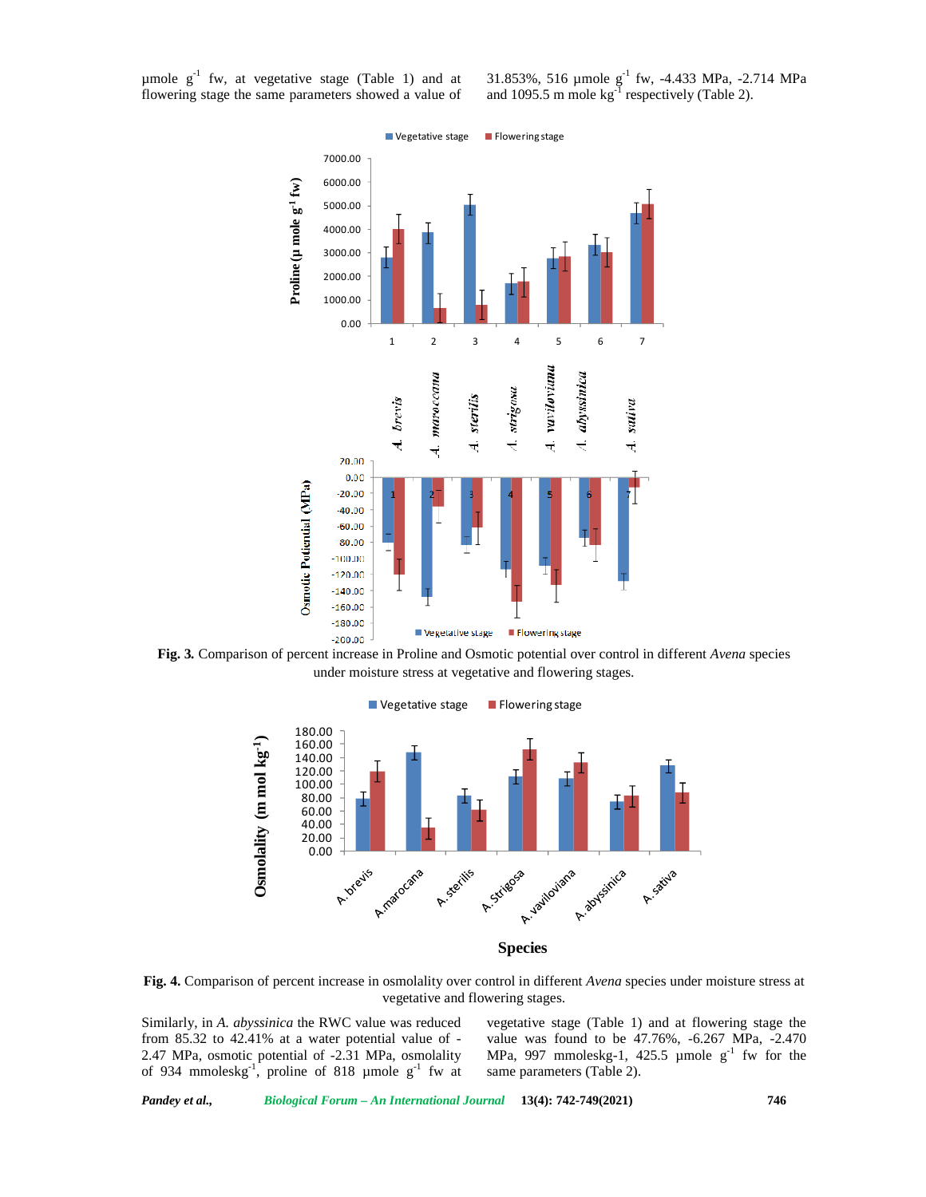µmole $g^{-1}$ fw, at vegetative stage (Table 1) and at flowering stage the same parameters showed a value of 31.853%, 516 µmole $g^{-1}$ fw, -4.433 MPa, -2.714 MPa and 1095.5 m mole $kg^{-1}$ respectively (Table 2).

**Fig. 3.** Comparison of percent increase in Proline and Osmotic potential over control in different *Avena* species under moisture stress at vegetative and flowering stages.

**Fig. 4.** Comparison of percent increase in osmolality over control in different *Avena* species under moisture stress at vegetative and flowering stages.

Similarly, in *A. abyssinica* the RWC value was reduced from 85.32 to 42.41% at a water potential value of -2.47 MPa, osmotic potential of -2.31 MPa, osmolality of 934 mmoleskg$^{-1}$, proline of 818 µmole $g^{-1}$ fw at vegetative stage (Table 1) and at flowering stage the value was found to be 47.76%, -6.267 MPa, -2.470 MPa, 997 mmoleskg-1, 425.5 µmole $g^{-1}$ fw for the same parameters (Table 2).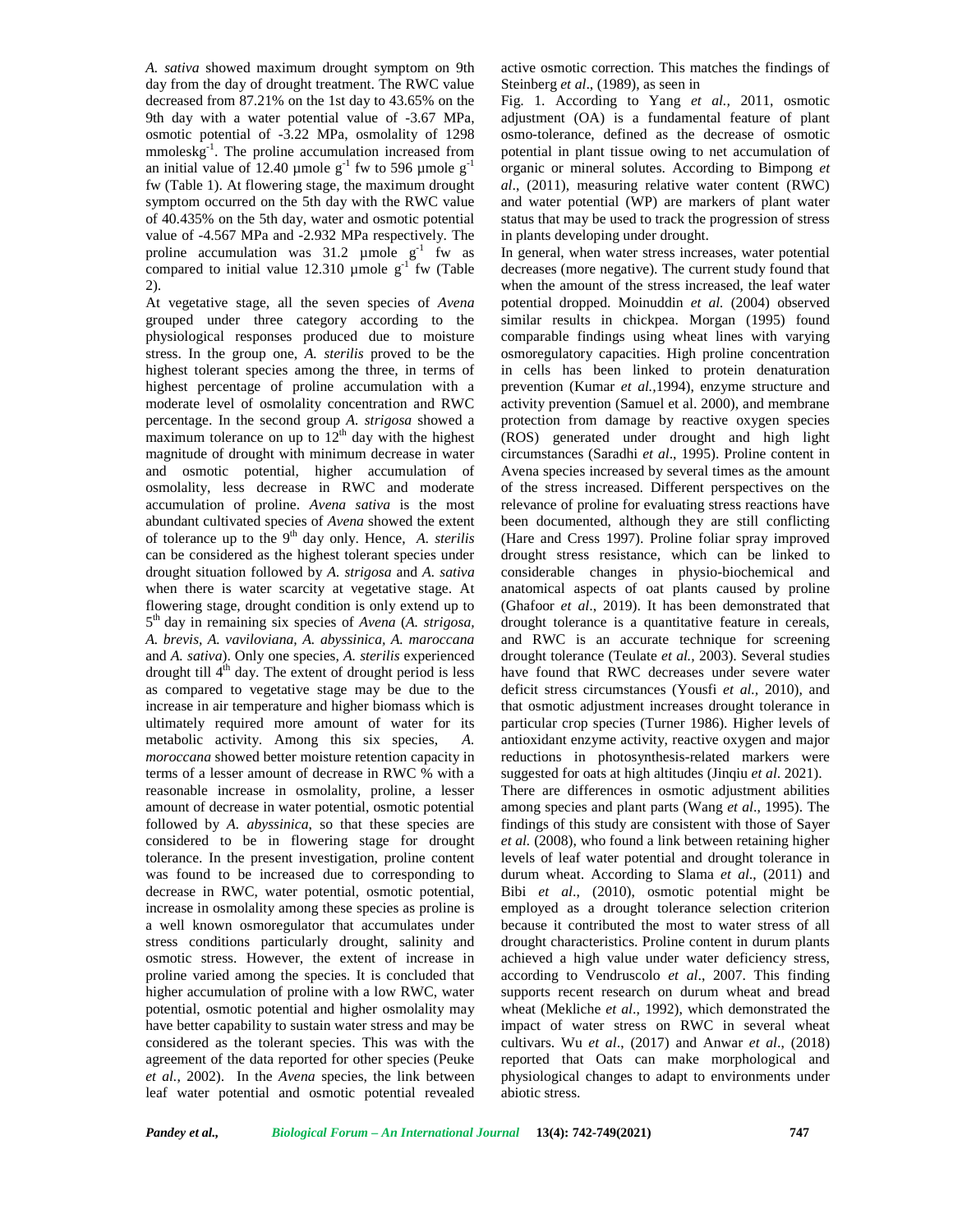*A. sativa* showed maximum drought symptom on 9th day from the day of drought treatment. The RWC value decreased from 87.21% on the 1st day to 43.65% on the 9th day with a water potential value of -3.67 MPa, osmotic potential of -3.22 MPa, osmolality of 1298 mmoleskg$^{-1}$. The proline accumulation increased from an initial value of 12.40 µmole g$^{-1}$ fw to 596 µmole g$^{-1}$ fw (Table 1). At flowering stage, the maximum drought symptom occurred on the 5th day with the RWC value of 40.435% on the 5th day, water and osmotic potential value of -4.567 MPa and -2.932 MPa respectively. The proline accumulation was 31.2 µmole g$^{-1}$ fw as compared to initial value 12.310 µmole g$^{-1}$ fw (Table 2).

At vegetative stage, all the seven species of *Avena* grouped under three category according to the physiological responses produced due to moisture stress. In the group one, *A. sterilis* proved to be the highest tolerant species among the three, in terms of highest percentage of proline accumulation with a moderate level of osmolality concentration and RWC percentage. In the second group *A. strigosa* showed a maximum tolerance on up to 12$^{th}$ day with the highest magnitude of drought with minimum decrease in water and osmotic potential, higher accumulation of osmolality, less decrease in RWC and moderate accumulation of proline. *Avena sativa* is the most abundant cultivated species of *Avena* showed the extent of tolerance up to the 9$^{th}$ day only. Hence, *A. sterilis* can be considered as the highest tolerant species under drought situation followed by *A. strigosa* and *A. sativa* when there is water scarcity at vegetative stage. At flowering stage, drought condition is only extend up to 5$^{th}$ day in remaining six species of *Avena* (*A. strigosa, A. brevis, A. vaviloviana, A. abyssinica, A. maroccana* and *A. sativa*). Only one species, *A. sterilis* experienced drought till 4$^{th}$ day. The extent of drought period is less as compared to vegetative stage may be due to the increase in air temperature and higher biomass which is ultimately required more amount of water for its metabolic activity. Among this six species, *A. moroccana* showed better moisture retention capacity in terms of a lesser amount of decrease in RWC % with a reasonable increase in osmolality, proline, a lesser amount of decrease in water potential, osmotic potential followed by *A. abyssinica*, so that these species are considered to be in flowering stage for drought tolerance. In the present investigation, proline content was found to be increased due to corresponding to decrease in RWC, water potential, osmotic potential, increase in osmolality among these species as proline is a well known osmoregulator that accumulates under stress conditions particularly drought, salinity and osmotic stress. However, the extent of increase in proline varied among the species. It is concluded that higher accumulation of proline with a low RWC, water potential, osmotic potential and higher osmolality may have better capability to sustain water stress and may be considered as the tolerant species. This was with the agreement of the data reported for other species (Peuke *et al.*, 2002). In the *Avena* species, the link between leaf water potential and osmotic potential revealed active osmotic correction. This matches the findings of Steinberg *et al*., (1989), as seen in Fig. 1. According to Yang *et al.,* 2011, osmotic adjustment (OA) is a fundamental feature of plant osmo-tolerance, defined as the decrease of osmotic potential in plant tissue owing to net accumulation of organic or mineral solutes. According to Bimpong *et al*., (2011), measuring relative water content (RWC) and water potential (WP) are markers of plant water status that may be used to track the progression of stress in plants developing under drought.

In general, when water stress increases, water potential decreases (more negative). The current study found that when the amount of the stress increased, the leaf water potential dropped. Moinuddin *et al.* (2004) observed similar results in chickpea. Morgan (1995) found comparable findings using wheat lines with varying osmoregulatory capacities. High proline concentration in cells has been linked to protein denaturation prevention (Kumar *et al.*,1994), enzyme structure and activity prevention (Samuel et al. 2000), and membrane protection from damage by reactive oxygen species (ROS) generated under drought and high light circumstances (Saradhi *et al*., 1995). Proline content in Avena species increased by several times as the amount of the stress increased. Different perspectives on the relevance of proline for evaluating stress reactions have been documented, although they are still conflicting (Hare and Cress 1997). Proline foliar spray improved drought stress resistance, which can be linked to considerable changes in physio-biochemical and anatomical aspects of oat plants caused by proline (Ghafoor *et al*., 2019). It has been demonstrated that drought tolerance is a quantitative feature in cereals, and RWC is an accurate technique for screening drought tolerance (Teulate *et al.,* 2003). Several studies have found that RWC decreases under severe water deficit stress circumstances (Yousfi *et al.*, 2010), and that osmotic adjustment increases drought tolerance in particular crop species (Turner 1986). Higher levels of antioxidant enzyme activity, reactive oxygen and major reductions in photosynthesis-related markers were suggested for oats at high altitudes (Jinqiu *et al*. 2021).

There are differences in osmotic adjustment abilities among species and plant parts (Wang *et al*., 1995). The findings of this study are consistent with those of Sayer *et al.* (2008), who found a link between retaining higher levels of leaf water potential and drought tolerance in durum wheat. According to Slama *et al*., (2011) and Bibi *et al*., (2010), osmotic potential might be employed as a drought tolerance selection criterion because it contributed the most to water stress of all drought characteristics. Proline content in durum plants achieved a high value under water deficiency stress, according to Vendruscolo *et al*., 2007. This finding supports recent research on durum wheat and bread wheat (Mekliche *et al*., 1992), which demonstrated the impact of water stress on RWC in several wheat cultivars. Wu *et al*., (2017) and Anwar *et al*., (2018) reported that Oats can make morphological and physiological changes to adapt to environments under abiotic stress.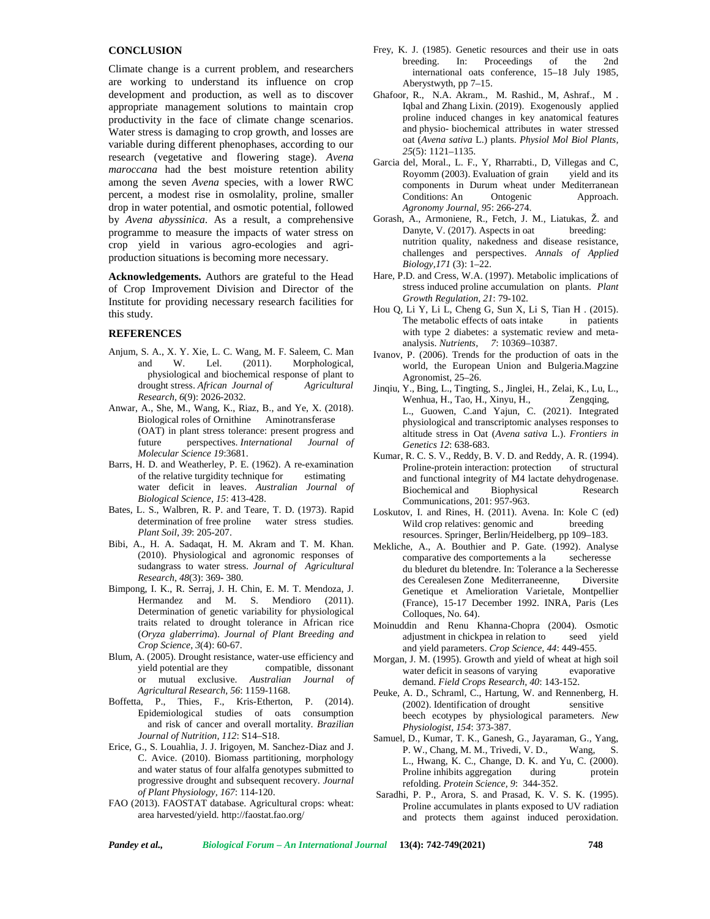## CONCLUSION

Climate change is a current problem, and researchers are working to understand its influence on crop development and production, as well as to discover appropriate management solutions to maintain crop productivity in the face of climate change scenarios. Water stress is damaging to crop growth, and losses are variable during different phenophases, according to our research (vegetative and flowering stage). *Avena maroccana* had the best moisture retention ability among the seven *Avena* species, with a lower RWC percent, a modest rise in osmolality, proline, smaller drop in water potential, and osmotic potential, followed by *Avena abyssinica*. As a result, a comprehensive programme to measure the impacts of water stress on crop yield in various agro-ecologies and agri-production situations is becoming more necessary.

**Acknowledgements.** Authors are grateful to the Head of Crop Improvement Division and Director of the Institute for providing necessary research facilities for this study.

## REFERENCES

Anjum, S. A., X. Y. Xie, L. C. Wang, M. F. Saleem, C. Man and W. Lel. (2011). Morphological, physiological and biochemical response of plant to drought stress. *African Journal of Agricultural Research*, *6*(9): 2026-2032.

Anwar, A., She, M., Wang, K., Riaz, B., and Ye, X. (2018). Biological roles of Ornithine Aminotransferase (OAT) in plant stress tolerance: present progress and future perspectives. *International Journal of Molecular Science 19*:3681.

Barrs, H. D. and Weatherley, P. E. (1962). A re-examination of the relative turgidity technique for estimating water deficit in leaves. *Australian Journal of Biological Science, 15*: 413-428.

Bates, L. S., Walbren, R. P. and Teare, T. D. (1973). Rapid determination of free proline water stress studies. *Plant Soil*, *39*: 205-207.

Bibi, A., H. A. Sadaqat, H. M. Akram and T. M. Khan. (2010). Physiological and agronomic responses of sudangrass to water stress. *Journal of Agricultural Research, 48*(3): 369- 380.

Bimpong, I. K., R. Serraj, J. H. Chin, E. M. T. Mendoza, J. Hermandez and M. S. Mendioro (2011). Determination of genetic variability for physiological traits related to drought tolerance in African rice (*Oryza glaberrima*). *Journal of Plant Breeding and Crop Science, 3*(4): 60-67.

Blum, A. (2005). Drought resistance, water-use efficiency and yield potential are they compatible, dissonant or mutual exclusive. *Australian Journal of Agricultural Research, 56*: 1159-1168.

Boffetta, P., Thies, F., Kris-Etherton, P. (2014). Epidemiological studies of oats consumption and risk of cancer and overall mortality. *Brazilian Journal of Nutrition, 112*: S14–S18.

Erice, G., S. Louahlia, J. J. Irigoyen, M. Sanchez-Diaz and J. C. Avice. (2010). Biomass partitioning, morphology and water status of four alfalfa genotypes submitted to progressive drought and subsequent recovery. *Journal of Plant Physiology, 167*: 114-120.

FAO (2013). FAOSTAT database. Agricultural crops: wheat: area harvested/yield. http://faostat.fao.org/

Frey, K. J. (1985). Genetic resources and their use in oats breeding. In: Proceedings of the 2nd international oats conference, 15–18 July 1985, Aberystwyth, pp 7–15.

Ghafoor, R., N.A. Akram., M. Rashid., M, Ashraf., M . Iqbal and Zhang Lixin. (2019). Exogenously applied proline induced changes in key anatomical features and physio- biochemical attributes in water stressed oat (*Avena sativa* L.) plants. *Physiol Mol Biol Plants, 25*(5): 1121–1135.

Garcia del, Moral., L. F., Y, Rharrabti., D, Villegas and C, Royomm (2003). Evaluation of grain yield and its components in Durum wheat under Mediterranean Conditions: An Ontogenic Approach. *Agronomy Journal, 95*: 266-274.

Gorash, A., Armoniene, R., Fetch, J. M., Liatukas, Ž. and Danyte, V. (2017). Aspects in oat breeding: nutrition quality, nakedness and disease resistance, challenges and perspectives. *Annals of Applied Biology,171* (3): 1–22.

Hare, P.D. and Cress, W.A. (1997). Metabolic implications of stress induced proline accumulation on plants. *Plant Growth Regulation, 21*: 79-102.

Hou Q, Li Y, Li L, Cheng G, Sun X, Li S, Tian H . (2015). The metabolic effects of oats intake in patients with type 2 diabetes: a systematic review and meta-analysis. *Nutrients, 7*: 10369–10387.

Ivanov, P. (2006). Trends for the production of oats in the world, the European Union and Bulgeria.Magzine Agronomist, 25–26.

Jinqiu, Y., Bing, L., Tingting, S., Jinglei, H., Zelai, K., Lu, L., Wenhua, H., Tao, H., Xinyu, H., Zengqing, L., Guowen, C.and Yajun, C. (2021). Integrated physiological and transcriptomic analyses responses to altitude stress in Oat (*Avena sativa* L.). *Frontiers in Genetics 12*: 638-683.

Kumar, R. C. S. V., Reddy, B. V. D. and Reddy, A. R. (1994). Proline-protein interaction: protection of structural and functional integrity of M4 lactate dehydrogenase. Biochemical and Biophysical Research Communications, 201: 957-963.

Loskutov, I. and Rines, H. (2011). Avena. In: Kole C (ed) Wild crop relatives: genomic and breeding resources. Springer, Berlin/Heidelberg, pp 109–183.

Mekliche, A., A. Bouthier and P. Gate. (1992). Analyse comparative des comportements a la secheresse du bleduret du bletendre. In: Tolerance a la Secheresse des Cerealesen Zone Mediterraneenne, Diversite Genetique et Amelioration Varietale, Montpellier (France), 15-17 December 1992. INRA, Paris (Les Colloques, No. 64).

Moinuddin and Renu Khanna-Chopra (2004). Osmotic adjustment in chickpea in relation to seed yield and yield parameters. *Crop Science, 44*: 449-455.

Morgan, J. M. (1995). Growth and yield of wheat at high soil water deficit in seasons of varying evaporative demand. *Field Crops Research, 40*: 143-152.

Peuke, A. D., Schraml, C., Hartung, W. and Rennenberg, H. (2002). Identification of drought sensitive beech ecotypes by physiological parameters. *New Physiologist, 154*: 373-387.

Samuel, D., Kumar, T. K., Ganesh, G., Jayaraman, G., Yang, P. W., Chang, M. M., Trivedi, V. D., Wang, S. L., Hwang, K. C., Change, D. K. and Yu, C. (2000). Proline inhibits aggregation during protein refolding. *Protein Science, 9*: 344-352.

Saradhi, P. P., Arora, S. and Prasad, K. V. S. K. (1995). Proline accumulates in plants exposed to UV radiation and protects them against induced peroxidation.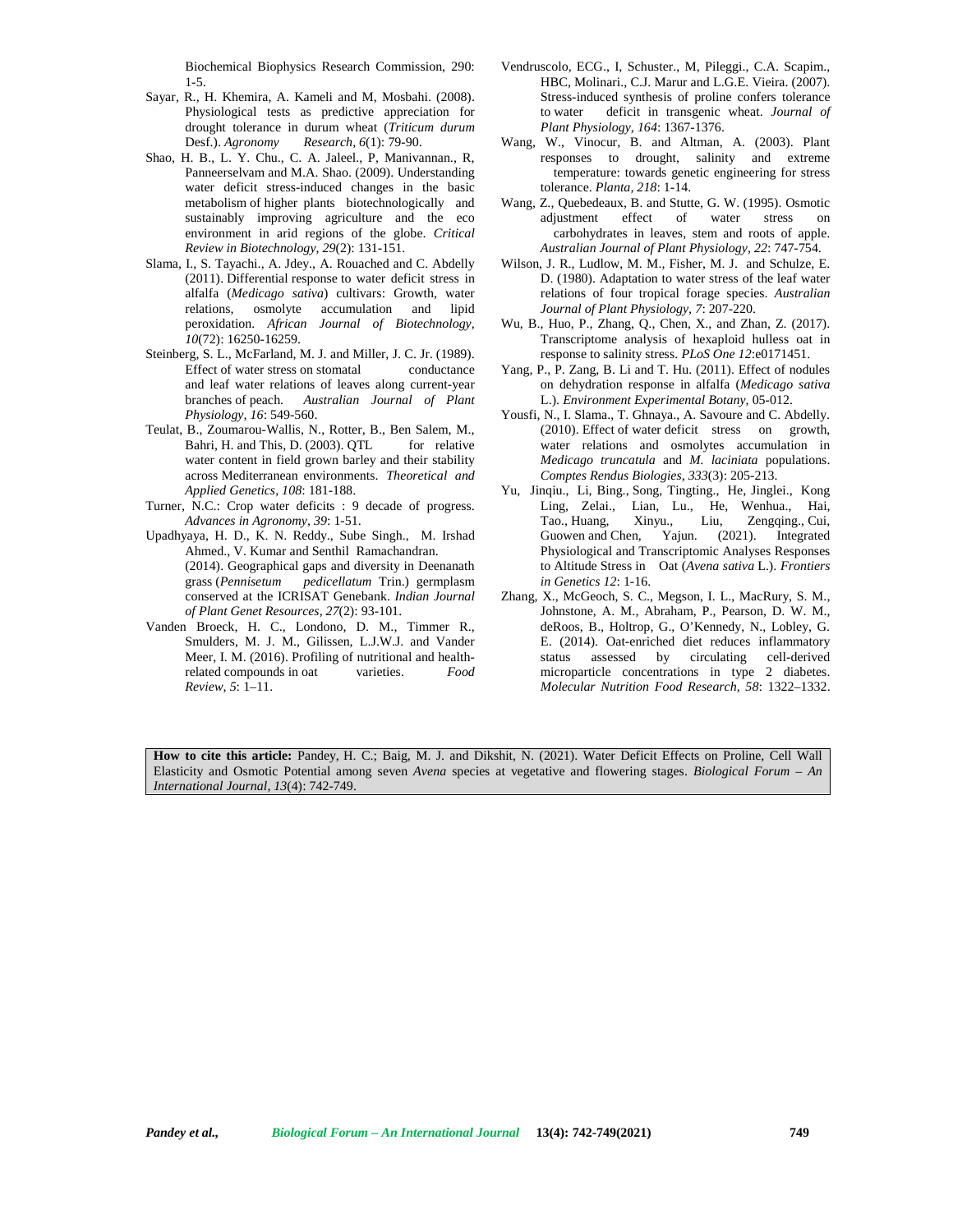Biochemical Biophysics Research Commission, 290: 1-5.

Sayar, R., H. Khemira, A. Kameli and M, Mosbahi. (2008). Physiological tests as predictive appreciation for drought tolerance in durum wheat (*Triticum durum* Desf.). *Agronomy Research, 6*(1): 79-90.

Shao, H. B., L. Y. Chu., C. A. Jaleel., P, Manivannan., R, Panneerselvam and M.A. Shao. (2009). Understanding water deficit stress-induced changes in the basic metabolism of higher plants biotechnologically and sustainably improving agriculture and the eco environment in arid regions of the globe. *Critical Review in Biotechnology, 29*(2): 131-151.

Slama, I., S. Tayachi., A. Jdey., A. Rouached and C. Abdelly (2011). Differential response to water deficit stress in alfalfa (*Medicago sativa*) cultivars: Growth, water relations, osmolyte accumulation and lipid peroxidation. *African Journal of Biotechnology, 10*(72): 16250-16259.

Steinberg, S. L., McFarland, M. J. and Miller, J. C. Jr. (1989). Effect of water stress on stomatal conductance and leaf water relations of leaves along current-year branches of peach. *Australian Journal of Plant Physiology, 16*: 549-560.

Teulat, B., Zoumarou-Wallis, N., Rotter, B., Ben Salem, M., Bahri, H. and This, D. (2003). QTL for relative water content in field grown barley and their stability across Mediterranean environments. *Theoretical and Applied Genetics, 108*: 181-188.

Turner, N.C.: Crop water deficits : 9 decade of progress. *Advances in Agronomy, 39*: 1-51.

Upadhyaya, H. D., K. N. Reddy., Sube Singh., M. Irshad Ahmed., V. Kumar and Senthil Ramachandran. (2014). Geographical gaps and diversity in Deenanath grass (*Pennisetum pedicellatum* Trin.) germplasm conserved at the ICRISAT Genebank. *Indian Journal of Plant Genet Resources, 27*(2): 93-101.

Vanden Broeck, H. C., Londono, D. M., Timmer R., Smulders, M. J. M., Gilissen, L.J.W.J. and Vander Meer, I. M. (2016). Profiling of nutritional and health-related compounds in oat varieties. *Food Review, 5*: 1–11.

Vendruscolo, ECG., I, Schuster., M, Pileggi., C.A. Scapim., HBC, Molinari., C.J. Marur and L.G.E. Vieira. (2007). Stress-induced synthesis of proline confers tolerance to water deficit in transgenic wheat. *Journal of Plant Physiology, 164*: 1367-1376.

Wang, W., Vinocur, B. and Altman, A. (2003). Plant responses to drought, salinity and extreme temperature: towards genetic engineering for stress tolerance. *Planta, 218*: 1-14.

Wang, Z., Quebedeaux, B. and Stutte, G. W. (1995). Osmotic adjustment effect of water stress on carbohydrates in leaves, stem and roots of apple. *Australian Journal of Plant Physiology, 22*: 747-754.

Wilson, J. R., Ludlow, M. M., Fisher, M. J. and Schulze, E. D. (1980). Adaptation to water stress of the leaf water relations of four tropical forage species. *Australian Journal of Plant Physiology, 7*: 207-220.

Wu, B., Huo, P., Zhang, Q., Chen, X., and Zhan, Z. (2017). Transcriptome analysis of hexaploid hulless oat in response to salinity stress. *PLoS One 12*:e0171451.

Yang, P., P. Zang, B. Li and T. Hu. (2011). Effect of nodules on dehydration response in alfalfa (*Medicago sativa* L.). *Environment Experimental Botany*, 05-012.

Yousfi, N., I. Slama., T. Ghnaya., A. Savoure and C. Abdelly. (2010). Effect of water deficit stress on growth, water relations and osmolytes accumulation in *Medicago truncatula* and *M. laciniata* populations. *Comptes Rendus Biologies, 333*(3): 205-213.

Yu, Jinqiu., Li, Bing., Song, Tingting., He, Jinglei., Kong Ling, Zelai., Lian, Lu., He, Wenhua., Hai, Tao., Huang, Xinyu., Liu, Zengqing., Cui, Guowen and Chen, Yajun. (2021). Integrated Physiological and Transcriptomic Analyses Responses to Altitude Stress in Oat (*Avena sativa* L.). *Frontiers in Genetics 12*: 1-16.

Zhang, X., McGeoch, S. C., Megson, I. L., MacRury, S. M., Johnstone, A. M., Abraham, P., Pearson, D. W. M., deRoos, B., Holtrop, G., O'Kennedy, N., Lobley, G. E. (2014). Oat-enriched diet reduces inflammatory status assessed by circulating cell-derived microparticle concentrations in type 2 diabetes. *Molecular Nutrition Food Research, 58*: 1322–1332.

**How to cite this article:** Pandey, H. C.; Baig, M. J. and Dikshit, N. (2021). Water Deficit Effects on Proline, Cell Wall Elasticity and Osmotic Potential among seven *Avena* species at vegetative and flowering stages. *Biological Forum – An International Journal*, *13*(4): 742-749.